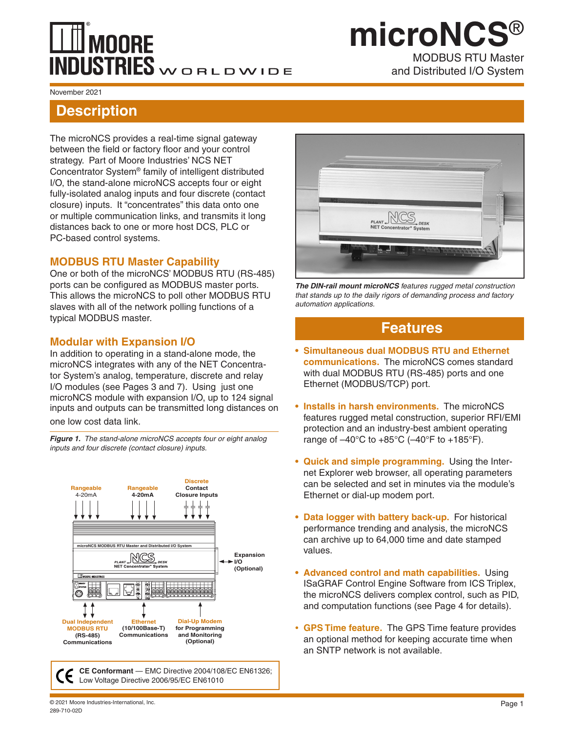# microNCS®

MODBUS RTU Master and Distributed I/O System

November 2021

## Description

The microNCS provides a real-time signal gateway between the field or factory floor and your control strategy. Part of Moore Industries' NCS NET Concentrator System® family of intelligent distributed I/O, the stand-alone microNCS accepts four or eight fully-isolated analog inputs and four discrete (contact closure) inputs. It "concentrates" this data onto one or multiple communication links, and transmits it long distances back to one or more host DCS, PLC or PC-based control systems.

### MODBUS RTU Master Capability

One or both of the microNCS' MODBUS RTU (RS-485) ports can be configured as MODBUS master ports. This allows the microNCS to poll other MODBUS RTU slaves with all of the network polling functions of a typical MODBUS master.

### Modular with Expansion I/O

In addition to operating in a stand-alone mode, the microNCS integrates with any of the NET Concentrator System's analog, temperature, discrete and relay I/O modules (see Pages 3 and 7). Using just one microNCS module with expansion I/O, up to 124 signal inputs and outputs can be transmitted long distances on one low cost data link.

***Figure 1.*** *The stand-alone microNCS accepts four or eight analog inputs and four discrete (contact closure) inputs.*

Rangeable 4-20mA | Rangeable 4-20mA | Discrete Contact Closure Inputs | Expansion I/O (Optional) | Dual Independent MODBUS RTU (RS-485) Communications | Ethernet (10/100Base-T) Communications | Dial-Up Modem for Programming and Monitoring (Optional)

**CE Conformant** — EMC Directive 2004/108/EC EN61326; Low Voltage Directive 2006/95/EC EN61010

***The DIN-rail mount microNCS*** *features rugged metal construction that stands up to the daily rigors of demanding process and factory automation applications.*

## Features

- **Simultaneous dual MODBUS RTU and Ethernet communications.** The microNCS comes standard with dual MODBUS RTU (RS-485) ports and one Ethernet (MODBUS/TCP) port.
- **Installs in harsh environments.** The microNCS features rugged metal construction, superior RFI/EMI protection and an industry-best ambient operating range of –40°C to +85°C (–40°F to +185°F).
- **Quick and simple programming.** Using the Internet Explorer web browser, all operating parameters can be selected and set in minutes via the module's Ethernet or dial-up modem port.
- **Data logger with battery back-up.** For historical performance trending and analysis, the microNCS can archive up to 64,000 time and date stamped values.
- **Advanced control and math capabilities.** Using ISaGRAF Control Engine Software from ICS Triplex, the microNCS delivers complex control, such as PID, and computation functions (see Page 4 for details).
- **GPS Time feature.** The GPS Time feature provides an optional method for keeping accurate time when an SNTP network is not available.

© 2021 Moore Industries-International, Inc.
289-710-02D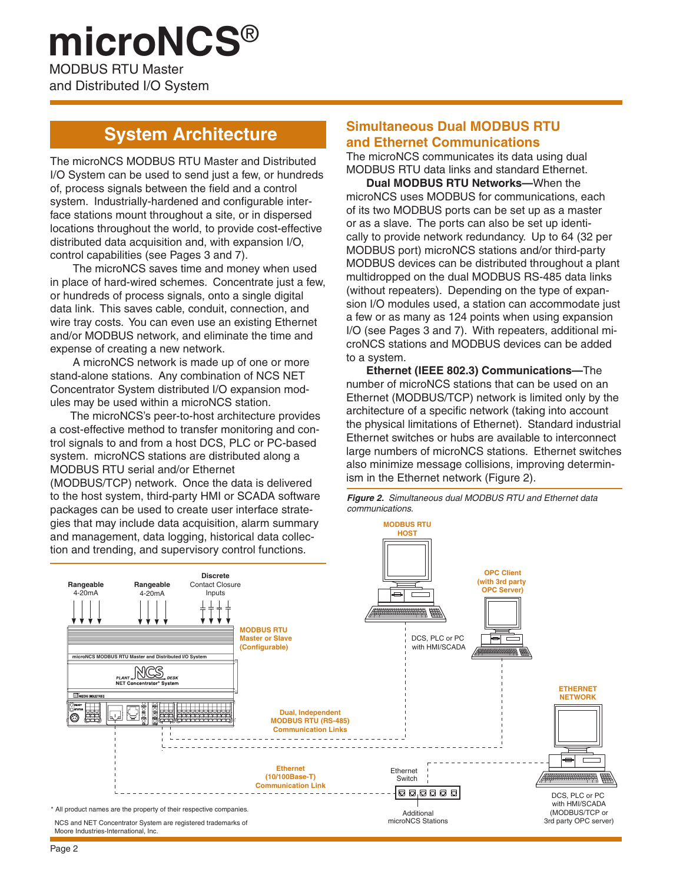# microNCS®

MODBUS RTU Master and Distributed I/O System

## System Architecture

The microNCS MODBUS RTU Master and Distributed I/O System can be used to send just a few, or hundreds of, process signals between the field and a control system. Industrially-hardened and configurable interface stations mount throughout a site, or in dispersed locations throughout the world, to provide cost-effective distributed data acquisition and, with expansion I/O, control capabilities (see Pages 3 and 7).

The microNCS saves time and money when used in place of hard-wired schemes. Concentrate just a few, or hundreds of process signals, onto a single digital data link. This saves cable, conduit, connection, and wire tray costs. You can even use an existing Ethernet and/or MODBUS network, and eliminate the time and expense of creating a new network.

A microNCS network is made up of one or more stand-alone stations. Any combination of NCS NET Concentrator System distributed I/O expansion modules may be used within a microNCS station.

The microNCS's peer-to-host architecture provides a cost-effective method to transfer monitoring and control signals to and from a host DCS, PLC or PC-based system. microNCS stations are distributed along a MODBUS RTU serial and/or Ethernet (MODBUS/TCP) network. Once the data is delivered to the host system, third-party HMI or SCADA software packages can be used to create user interface strategies that may include data acquisition, alarm summary and management, data logging, historical data collection and trending, and supervisory control functions.

## Simultaneous Dual MODBUS RTU and Ethernet Communications

The microNCS communicates its data using dual MODBUS RTU data links and standard Ethernet.

**Dual MODBUS RTU Networks—**When the microNCS uses MODBUS for communications, each of its two MODBUS ports can be set up as a master or as a slave. The ports can also be set up identically to provide network redundancy. Up to 64 (32 per MODBUS port) microNCS stations and/or third-party MODBUS devices can be distributed throughout a plant multidropped on the dual MODBUS RS-485 data links (without repeaters). Depending on the type of expansion I/O modules used, a station can accommodate just a few or as many as 124 points when using expansion I/O (see Pages 3 and 7). With repeaters, additional microNCS stations and MODBUS devices can be added to a system.

**Ethernet (IEEE 802.3) Communications—**The number of microNCS stations that can be used on an Ethernet (MODBUS/TCP) network is limited only by the architecture of a specific network (taking into account the physical limitations of Ethernet). Standard industrial Ethernet switches or hubs are available to interconnect large numbers of microNCS stations. Ethernet switches also minimize message collisions, improving determinism in the Ethernet network (Figure 2).

***Figure 2.*** *Simultaneous dual MODBUS RTU and Ethernet data communications.*

\* All product names are the property of their respective companies.

NCS and NET Concentrator System are registered trademarks of Moore Industries-International, Inc.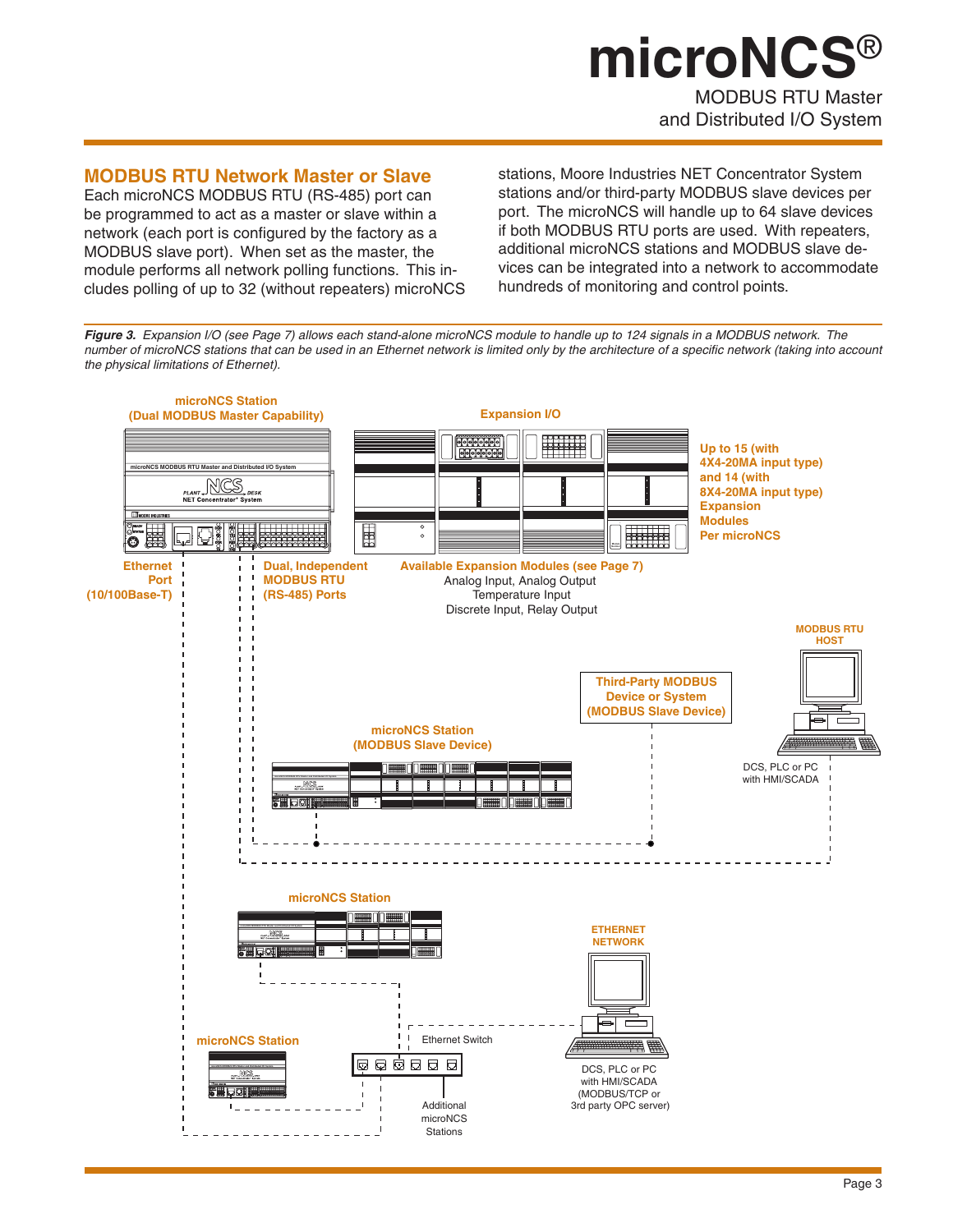## MODBUS RTU Network Master or Slave

Each microNCS MODBUS RTU (RS-485) port can be programmed to act as a master or slave within a network (each port is configured by the factory as a MODBUS slave port). When set as the master, the module performs all network polling functions. This includes polling of up to 32 (without repeaters) microNCS stations, Moore Industries NET Concentrator System stations and/or third-party MODBUS slave devices per port. The microNCS will handle up to 64 slave devices if both MODBUS RTU ports are used. With repeaters, additional microNCS stations and MODBUS slave devices can be integrated into a network to accommodate hundreds of monitoring and control points.

***Figure 3.*** *Expansion I/O (see Page 7) allows each stand-alone microNCS module to handle up to 124 signals in a MODBUS network. The number of microNCS stations that can be used in an Ethernet network is limited only by the architecture of a specific network (taking into account the physical limitations of Ethernet).*

**microNCS Station (Dual MODBUS Master Capability)**

**Expansion I/O**

**Up to 15 (with 4X4-20MA input type) and 14 (with 8X4-20MA input type) Expansion Modules Per microNCS**

**Ethernet Port (10/100Base-T)**

**Dual, Independent MODBUS RTU (RS-485) Ports**

**Available Expansion Modules (see Page 7)**
Analog Input, Analog Output
Temperature Input
Discrete Input, Relay Output

**MODBUS RTU HOST**

**Third-Party MODBUS Device or System (MODBUS Slave Device)**

**microNCS Station (MODBUS Slave Device)**

DCS, PLC or PC with HMI/SCADA

**microNCS Station**

**ETHERNET NETWORK**

Ethernet Switch

**microNCS Station**

Additional microNCS Stations

DCS, PLC or PC with HMI/SCADA (MODBUS/TCP or 3rd party OPC server)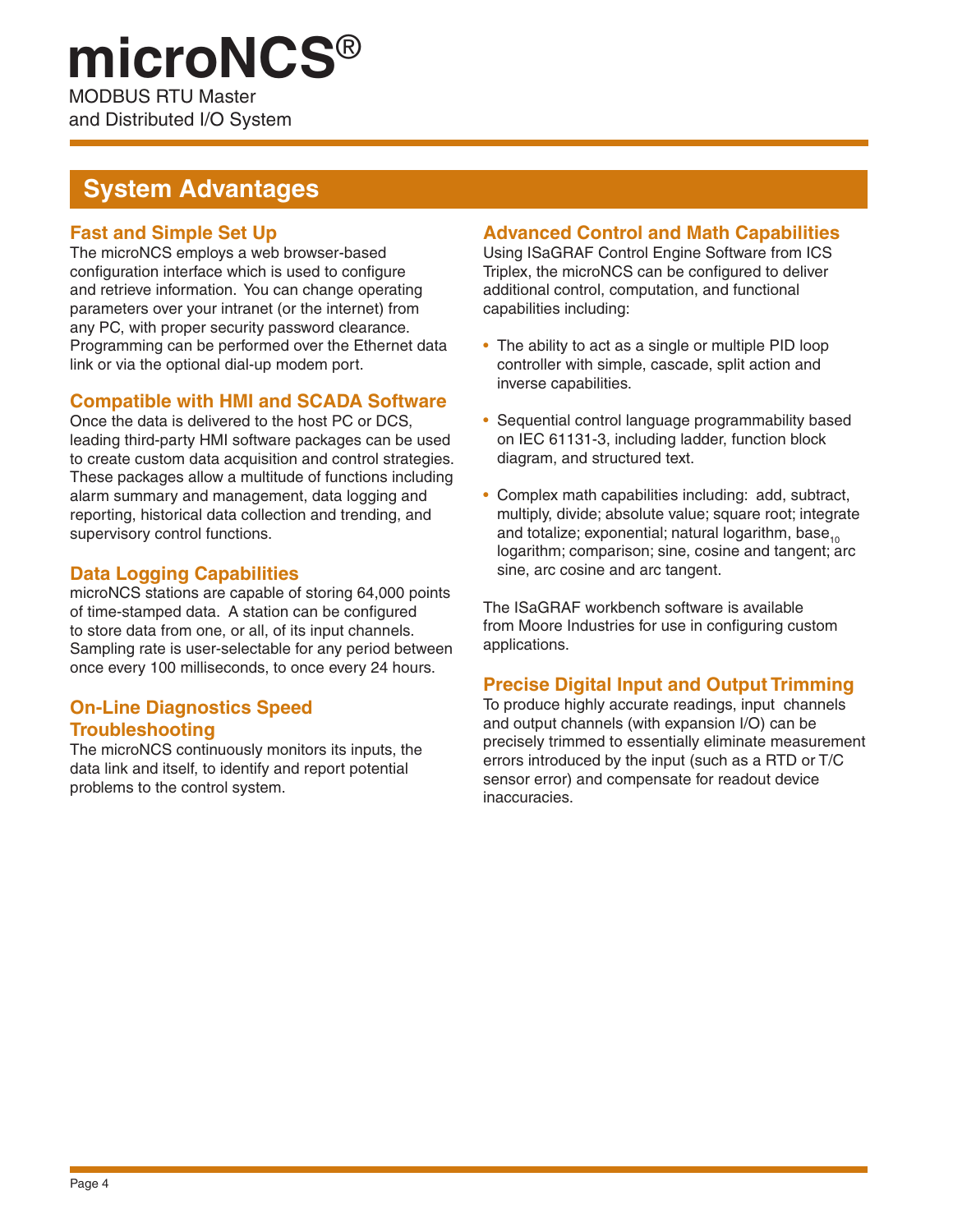# microNCS®

MODBUS RTU Master
and Distributed I/O System

## System Advantages

### Fast and Simple Set Up

The microNCS employs a web browser-based configuration interface which is used to configure and retrieve information. You can change operating parameters over your intranet (or the internet) from any PC, with proper security password clearance. Programming can be performed over the Ethernet data link or via the optional dial-up modem port.

### Compatible with HMI and SCADA Software

Once the data is delivered to the host PC or DCS, leading third-party HMI software packages can be used to create custom data acquisition and control strategies. These packages allow a multitude of functions including alarm summary and management, data logging and reporting, historical data collection and trending, and supervisory control functions.

### Data Logging Capabilities

microNCS stations are capable of storing 64,000 points of time-stamped data. A station can be configured to store data from one, or all, of its input channels. Sampling rate is user-selectable for any period between once every 100 milliseconds, to once every 24 hours.

### On-Line Diagnostics Speed Troubleshooting

The microNCS continuously monitors its inputs, the data link and itself, to identify and report potential problems to the control system.

### Advanced Control and Math Capabilities

Using ISaGRAF Control Engine Software from ICS Triplex, the microNCS can be configured to deliver additional control, computation, and functional capabilities including:

- The ability to act as a single or multiple PID loop controller with simple, cascade, split action and inverse capabilities.
- Sequential control language programmability based on IEC 61131-3, including ladder, function block diagram, and structured text.
- Complex math capabilities including: add, subtract, multiply, divide; absolute value; square root; integrate and totalize; exponential; natural logarithm, $base_{10}$ logarithm; comparison; sine, cosine and tangent; arc sine, arc cosine and arc tangent.

The ISaGRAF workbench software is available from Moore Industries for use in configuring custom applications.

### Precise Digital Input and Output Trimming

To produce highly accurate readings, input channels and output channels (with expansion I/O) can be precisely trimmed to essentially eliminate measurement errors introduced by the input (such as a RTD or T/C sensor error) and compensate for readout device inaccuracies.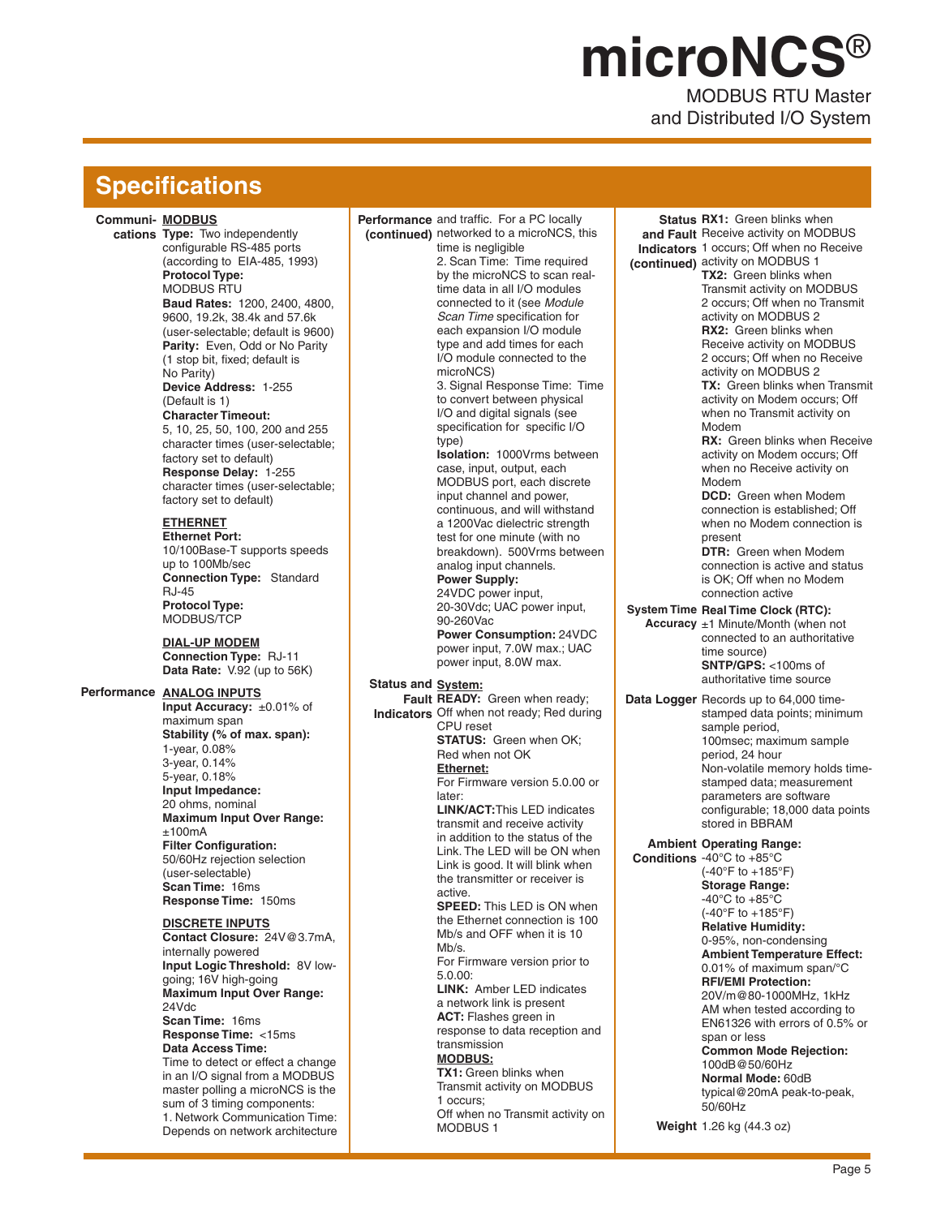## Specifications

### Communications

**MODBUS**

**Type:** Two independently configurable RS-485 ports (according to EIA-485, 1993)

**Protocol Type:** MODBUS RTU

**Baud Rates:** 1200, 2400, 4800, 9600, 19.2k, 38.4k and 57.6k (user-selectable; default is 9600)

**Parity:** Even, Odd or No Parity (1 stop bit, fixed; default is No Parity)

**Device Address:** 1-255 (Default is 1)

**Character Timeout:** 5, 10, 25, 50, 100, 200 and 255 character times (user-selectable; factory set to default)

**Response Delay:** 1-255 character times (user-selectable; factory set to default)

**ETHERNET**

**Ethernet Port:** 10/100Base-T supports speeds up to 100Mb/sec

**Connection Type:** Standard RJ-45

**Protocol Type:** MODBUS/TCP

**DIAL-UP MODEM**

**Connection Type:** RJ-11

**Data Rate:** V.92 (up to 56K)

### Performance

**ANALOG INPUTS**

**Input Accuracy:** ±0.01% of maximum span

**Stability (% of max. span):** 1-year, 0.08%; 3-year, 0.14%; 5-year, 0.18%

**Input Impedance:** 20 ohms, nominal

**Maximum Input Over Range:** ±100mA

**Filter Configuration:** 50/60Hz rejection selection (user-selectable)

**Scan Time:** 16ms

**Response Time:** 150ms

**DISCRETE INPUTS**

**Contact Closure:** 24V@3.7mA, internally powered

**Input Logic Threshold:** 8V low-going; 16V high-going

**Maximum Input Over Range:** 24Vdc

**Scan Time:** 16ms

**Response Time:** <15ms

**Data Access Time:** Time to detect or effect a change in an I/O signal from a MODBUS master polling a microNCS is the sum of 3 timing components:

1. Network Communication Time: Depends on network architecture and traffic. For a PC locally networked to a microNCS, this time is negligible
2. Scan Time: Time required by the microNCS to scan real-time data in all I/O modules connected to it (see *Module Scan Time* specification for each expansion I/O module type and add times for each I/O module connected to the microNCS)
3. Signal Response Time: Time to convert between physical I/O and digital signals (see specification for specific I/O type)

**Isolation:** 1000Vrms between case, input, output, each MODBUS port, each discrete input channel and power, continuous, and will withstand a 1200Vac dielectric strength test for one minute (with no breakdown). 500Vrms between analog input channels.

**Power Supply:** 24VDC power input, 20-30Vdc; UAC power input, 90-260Vac

**Power Consumption:** 24VDC power input, 7.0W max.; UAC power input, 8.0W max.

### Status and Fault Indicators

**System:**

**READY:** Green when ready; Off when not ready; Red during CPU reset

**STATUS:** Green when OK; Red when not OK

**Ethernet:**

For Firmware version 5.0.00 or later:

**LINK/ACT:** This LED indicates transmit and receive activity in addition to the status of the Link. The LED will be ON when Link is good. It will blink when the transmitter or receiver is active.

**SPEED:** This LED is ON when the Ethernet connection is 100 Mb/s and OFF when it is 10 Mb/s.

For Firmware version prior to 5.0.00:

**LINK:** Amber LED indicates a network link is present

**ACT:** Flashes green in response to data reception and transmission

**MODBUS:**

**TX1:** Green blinks when Transmit activity on MODBUS 1 occurs; Off when no Transmit activity on MODBUS 1

**RX1:** Green blinks when Receive activity on MODBUS 1 occurs; Off when no Receive activity on MODBUS 1

**TX2:** Green blinks when Transmit activity on MODBUS 2 occurs; Off when no Transmit activity on MODBUS 2

**RX2:** Green blinks when Receive activity on MODBUS 2 occurs; Off when no Receive activity on MODBUS 2

**TX:** Green blinks when Transmit activity on Modem occurs; Off when no Transmit activity on Modem

**RX:** Green blinks when Receive activity on Modem occurs; Off when no Receive activity on Modem

**DCD:** Green when Modem connection is established; Off when no Modem connection is present

**DTR:** Green when Modem connection is active and status is OK; Off when no Modem connection active

### System Time Accuracy

**Real Time Clock (RTC):** ±1 Minute/Month (when not connected to an authoritative time source)

**SNTP/GPS:** <100ms of authoritative time source

### Data Logger

Records up to 64,000 time-stamped data points; minimum sample period, 100msec; maximum sample period, 24 hour

Non-volatile memory holds time-stamped data; measurement parameters are software configurable; 18,000 data points stored in BBRAM

### Ambient Conditions

**Operating Range:** -40°C to +85°C (-40°F to +185°F)

**Storage Range:** -40°C to +85°C (-40°F to +185°F)

**Relative Humidity:** 0-95%, non-condensing

**Ambient Temperature Effect:** 0.01% of maximum span/°C

**RFI/EMI Protection:** 20V/m@80-1000MHz, 1kHz AM when tested according to EN61326 with errors of 0.5% or span or less

**Common Mode Rejection:** 100dB@50/60Hz

**Normal Mode:** 60dB typical@20mA peak-to-peak, 50/60Hz

### Weight

1.26 kg (44.3 oz)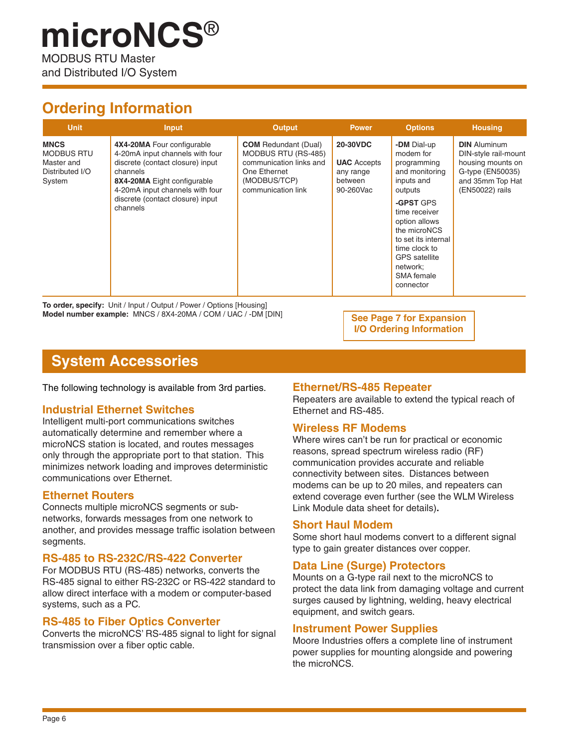# microNCS®

MODBUS RTU Master
and Distributed I/O System

## Ordering Information

| Unit | Input | Output | Power | Options | Housing |
|---|---|---|---|---|---|
| **MNCS** MODBUS RTU Master and Distributed I/O System | **4X4-20MA** Four configurable 4-20mA input channels with four discrete (contact closure) input channels<br>**8X4-20MA** Eight configurable 4-20mA input channels with four discrete (contact closure) input channels | **COM** Redundant (Dual) MODBUS RTU (RS-485) communication links and One Ethernet (MODBUS/TCP) communication link | **20-30VDC**<br><br>**UAC** Accepts any range between 90-260Vac | **-DM** Dial-up modem for programming and monitoring inputs and outputs<br>**-GPST** GPS time receiver option allows the microNCS to set its internal time clock to GPS satellite network; SMA female connector | **DIN** Aluminum DIN-style rail-mount housing mounts on G-type (EN50035) and 35mm Top Hat (EN50022) rails |

**To order, specify:** Unit / Input / Output / Power / Options [Housing]
**Model number example:** MNCS / 8X4-20MA / COM / UAC / -DM [DIN]

**See Page 7 for Expansion I/O Ordering Information**

## System Accessories

The following technology is available from 3rd parties.

### Industrial Ethernet Switches

Intelligent multi-port communications switches automatically determine and remember where a microNCS station is located, and routes messages only through the appropriate port to that station. This minimizes network loading and improves deterministic communications over Ethernet.

### Ethernet Routers

Connects multiple microNCS segments or sub-networks, forwards messages from one network to another, and provides message traffic isolation between segments.

### RS-485 to RS-232C/RS-422 Converter

For MODBUS RTU (RS-485) networks, converts the RS-485 signal to either RS-232C or RS-422 standard to allow direct interface with a modem or computer-based systems, such as a PC.

### RS-485 to Fiber Optics Converter

Converts the microNCS' RS-485 signal to light for signal transmission over a fiber optic cable.

### Ethernet/RS-485 Repeater

Repeaters are available to extend the typical reach of Ethernet and RS-485.

### Wireless RF Modems

Where wires can't be run for practical or economic reasons, spread spectrum wireless radio (RF) communication provides accurate and reliable connectivity between sites. Distances between modems can be up to 20 miles, and repeaters can extend coverage even further (see the WLM Wireless Link Module data sheet for details).

### Short Haul Modem

Some short haul modems convert to a different signal type to gain greater distances over copper.

### Data Line (Surge) Protectors

Mounts on a G-type rail next to the microNCS to protect the data link from damaging voltage and current surges caused by lightning, welding, heavy electrical equipment, and switch gears.

### Instrument Power Supplies

Moore Industries offers a complete line of instrument power supplies for mounting alongside and powering the microNCS.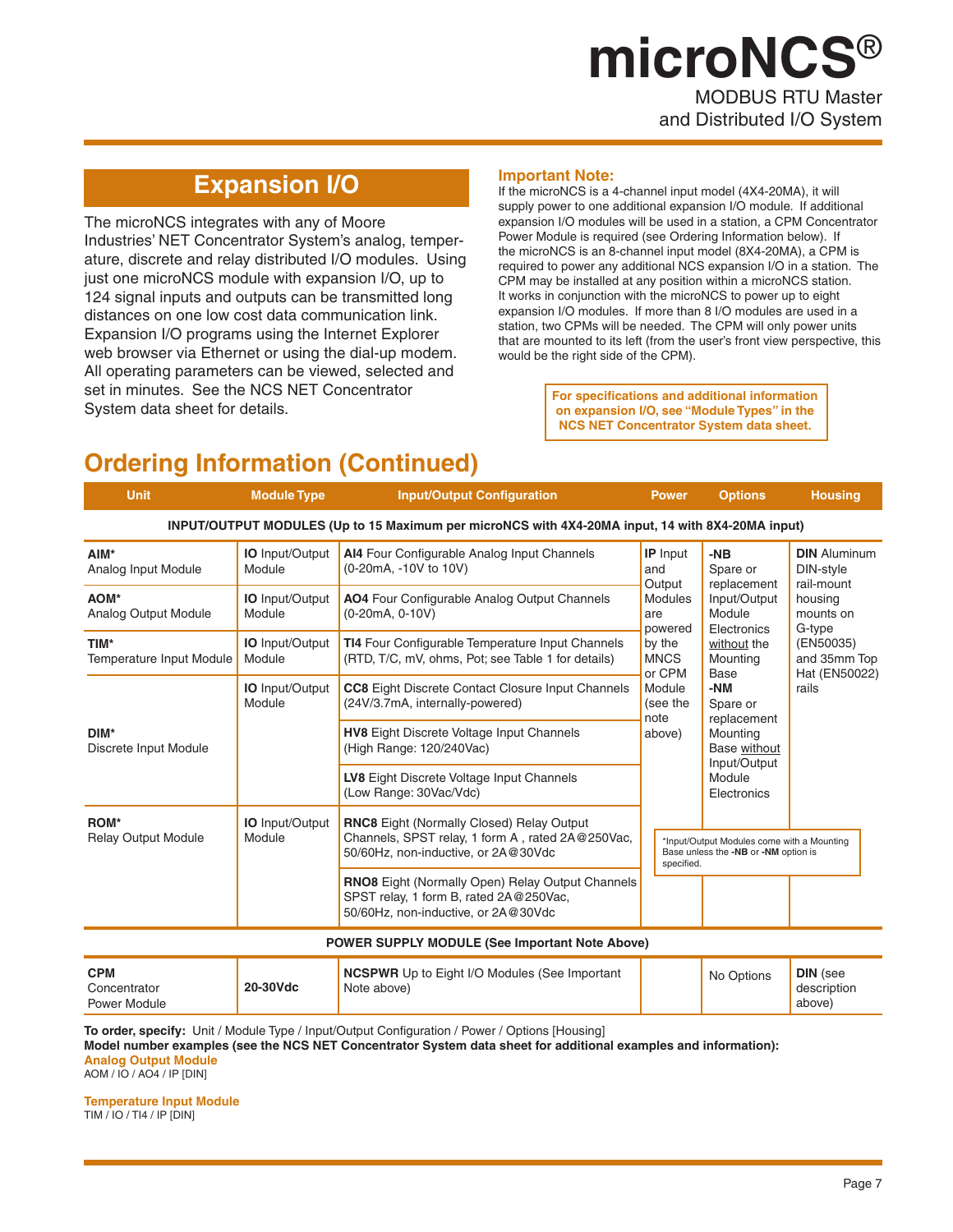## Expansion I/O

The microNCS integrates with any of Moore Industries' NET Concentrator System's analog, temperature, discrete and relay distributed I/O modules. Using just one microNCS module with expansion I/O, up to 124 signal inputs and outputs can be transmitted long distances on one low cost data communication link. Expansion I/O programs using the Internet Explorer web browser via Ethernet or using the dial-up modem. All operating parameters can be viewed, selected and set in minutes. See the NCS NET Concentrator System data sheet for details.

**Important Note:**
If the microNCS is a 4-channel input model (4X4-20MA), it will supply power to one additional expansion I/O module. If additional expansion I/O modules will be used in a station, a CPM Concentrator Power Module is required (see Ordering Information below). If the microNCS is an 8-channel input model (8X4-20MA), a CPM is required to power any additional NCS expansion I/O in a station. The CPM may be installed at any position within a microNCS station. It works in conjunction with the microNCS to power up to eight expansion I/O modules. If more than 8 I/O modules are used in a station, two CPMs will be needed. The CPM will only power units that are mounted to its left (from the user's front view perspective, this would be the right side of the CPM).

**For specifications and additional information on expansion I/O, see "Module Types" in the NCS NET Concentrator System data sheet.**

## Ordering Information (Continued)

| Unit | Module Type | Input/Output Configuration | Power | Options | Housing |
|---|---|---|---|---|---|
| **INPUT/OUTPUT MODULES (Up to 15 Maximum per microNCS with 4X4-20MA input, 14 with 8X4-20MA input)** | | | | | |
| **AIM*** Analog Input Module | **IO** Input/Output Module | **AI4** Four Configurable Analog Input Channels (0-20mA, -10V to 10V) | **IP** Input and Output Modules are powered by the MNCS or CPM Module (see the note above) | **-NB** Spare or replacement Input/Output Module Electronics without the Mounting Base<br>**-NM** Spare or replacement Mounting Base without Input/Output Module Electronics | **DIN** Aluminum DIN-style rail-mount housing mounts on G-type (EN50035) and 35mm Top Hat (EN50022) rails |
| **AOM*** Analog Output Module | **IO** Input/Output Module | **AO4** Four Configurable Analog Output Channels (0-20mA, 0-10V) | | | |
| **TIM*** Temperature Input Module | **IO** Input/Output Module | **TI4** Four Configurable Temperature Input Channels (RTD, T/C, mV, ohms, Pot; see Table 1 for details) | | | |
| **DIM*** Discrete Input Module | **IO** Input/Output Module | **CC8** Eight Discrete Contact Closure Input Channels (24V/3.7mA, internally-powered) | | | |
| | | **HV8** Eight Discrete Voltage Input Channels (High Range: 120/240Vac) | | | |
| | | **LV8** Eight Discrete Voltage Input Channels (Low Range: 30Vac/Vdc) | | | |
| **ROM*** Relay Output Module | **IO** Input/Output Module | **RNC8** Eight (Normally Closed) Relay Output Channels, SPST relay, 1 form A , rated 2A@250Vac, 50/60Hz, non-inductive, or 2A@30Vdc | | | |
| | | **RNO8** Eight (Normally Open) Relay Output Channels SPST relay, 1 form B, rated 2A@250Vac, 50/60Hz, non-inductive, or 2A@30Vdc | | | |
| **POWER SUPPLY MODULE (See Important Note Above)** | | | | | |
| **CPM** Concentrator Power Module | **20-30Vdc** | **NCSPWR** Up to Eight I/O Modules (See Important Note above) | | No Options | **DIN** (see description above) |

*Input/Output Modules come with a Mounting Base unless the **-NB** or **-NM** option is specified.

**To order, specify:** Unit / Module Type / Input/Output Configuration / Power / Options [Housing]
**Model number examples (see the NCS NET Concentrator System data sheet for additional examples and information):**

**Analog Output Module**
AOM / IO / AO4 / IP [DIN]

**Temperature Input Module**
TIM / IO / TI4 / IP [DIN]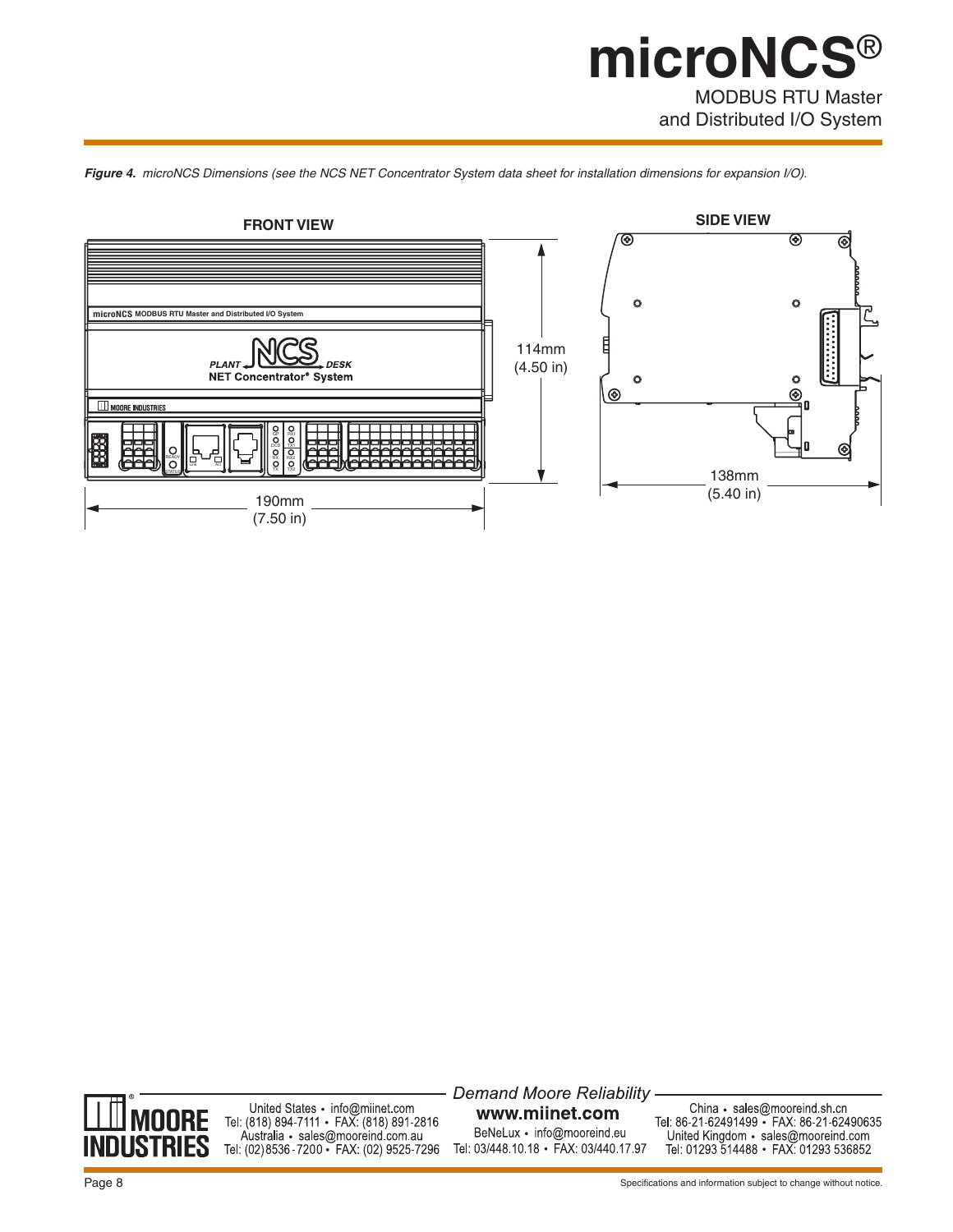*Figure 4. microNCS Dimensions (see the NCS NET Concentrator System data sheet for installation dimensions for expansion I/O).*

FRONT VIEW

microNCS MODBUS RTU Master and Distributed I/O System

PLANT NCS DESK

NET Concentrator® System

MOORE INDUSTRIES

114mm
(4.50 in)

190mm
(7.50 in)

SIDE VIEW

138mm
(5.40 in)

Demand Moore Reliability

United States • info@miinet.com
Tel: (818) 894-7111 • FAX: (818) 891-2816
Australia • sales@mooreind.com.au
Tel: (02) 8536-7200 • FAX: (02) 9525-7296

www.miinet.com
BeNeLux • info@mooreind.eu
Tel: 03/448.10.18 • FAX: 03/440.17.97

China • sales@mooreind.sh.cn
Tel: 86-21-62491499 • FAX: 86-21-62490635
United Kingdom • sales@mooreind.com
Tel: 01293 514488 • FAX: 01293 536852

Specifications and information subject to change without notice.